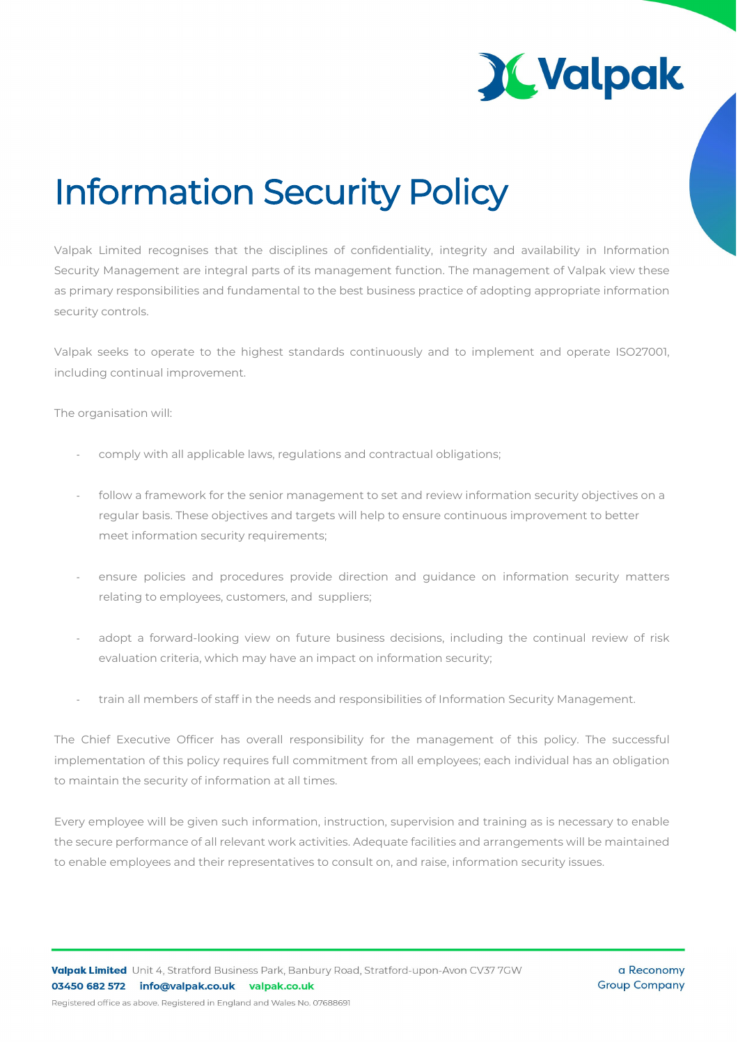# Information Security Policy

Valpak Limited recognises that the disciplines of confidentiality, integrity and availability in Information Security Management are integral parts of its management function. The management of Valpak view these as primary responsibilities and fundamental to the best business practice of adopting appropriate information security controls.

Valpak seeks to operate to the highest standards continuously and to implement and operate ISO27001, including continual improvement.

The organisation will:

- comply with all applicable laws, regulations and contractual obligations;
- follow a framework for the senior management to set and review information security objectives on a regular basis. These objectives and targets will help to ensure continuous improvement to better meet information security requirements;
- ensure policies and procedures provide direction and guidance on information security matters relating to employees, customers, and suppliers;
- adopt a forward-looking view on future business decisions, including the continual review of risk evaluation criteria, which may have an impact on information security;
- train all members of staff in the needs and responsibilities of Information Security Management.

The Chief Executive Officer has overall responsibility for the management of this policy. The successful implementation of this policy requires full commitment from all employees; each individual has an obligation to maintain the security of information at all times.

Every employee will be given such information, instruction, supervision and training as is necessary to enable the secure performance of all relevant work activities. Adequate facilities and arrangements will be maintained to enable employees and their representatives to consult on, and raise, information security issues.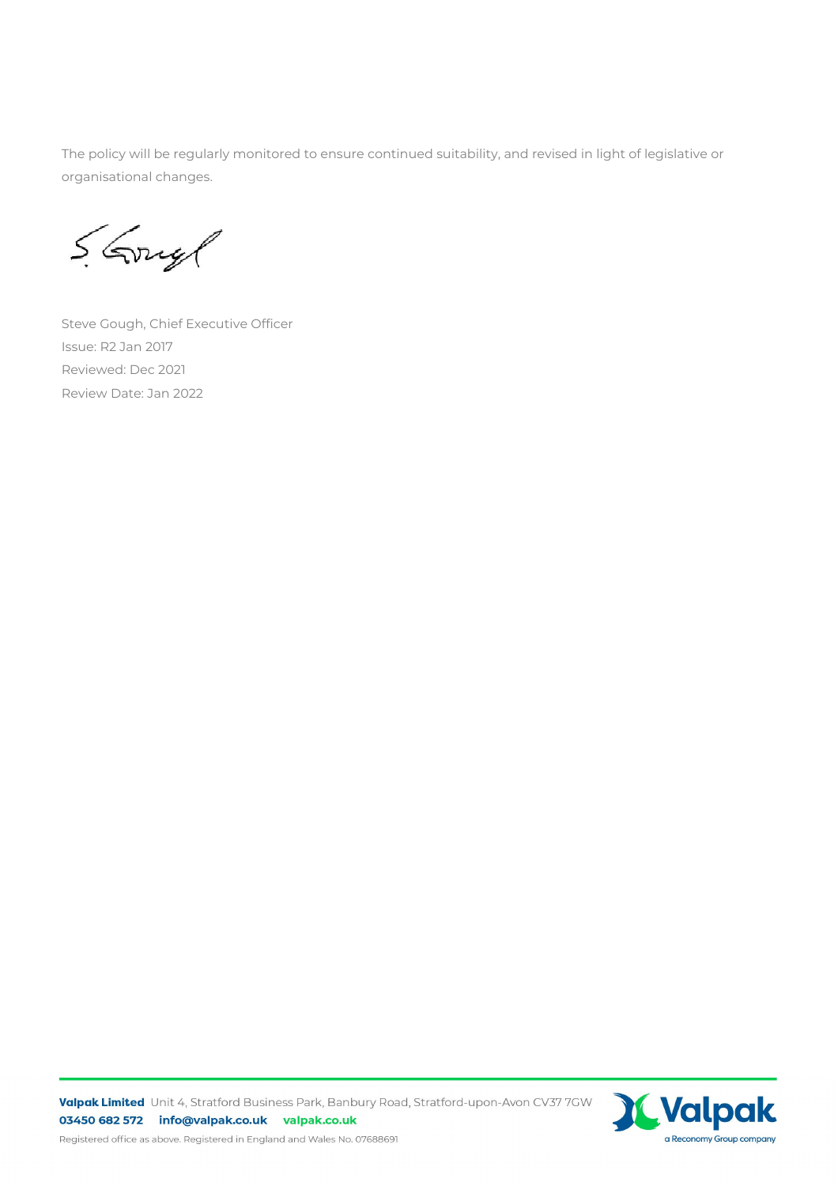The policy will be regularly monitored to ensure continued suitability, and revised in light of legislative or organisational changes.

Steve Gough, Chief Executive Officer
Issue: R2 Jan 2017
Reviewed: Dec 2021
Review Date: Jan 2022